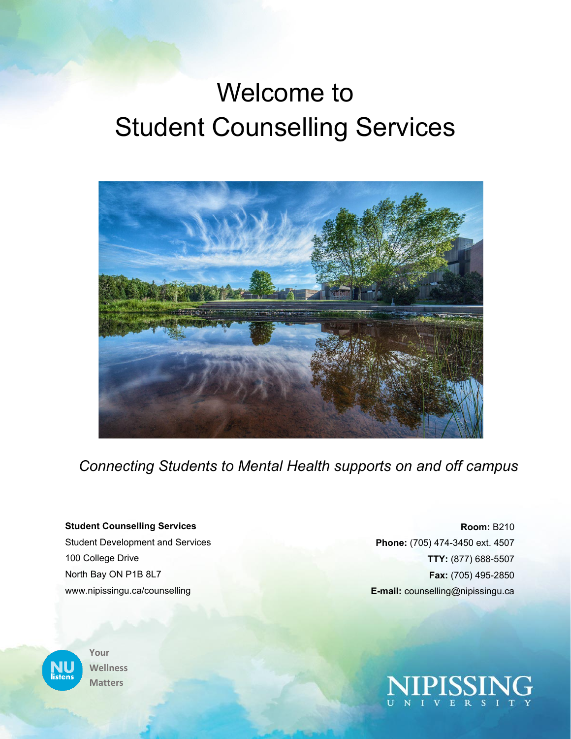# Welcome to Student Counselling Services

*Connecting Students to Mental Health supports on and off campus*

**Student Counselling Services**
Student Development and Services
100 College Drive
North Bay ON P1B 8L7
www.nipissingu.ca/counselling

**Room:** B210
**Phone:** (705) 474-3450 ext. 4507
**TTY:** (877) 688-5507
**Fax:** (705) 495-2850
**E-mail:** counselling@nipissingu.ca

NU listens

Your Wellness Matters

NIPISSING UNIVERSITY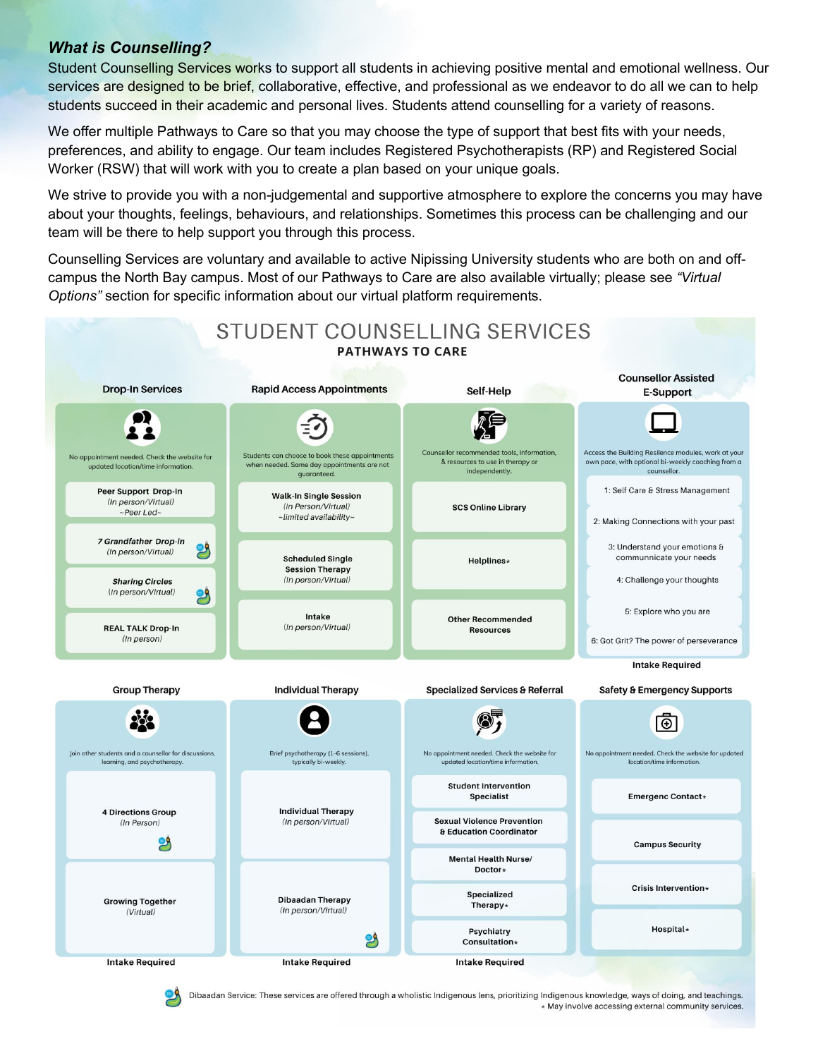### *What is Counselling?*

Student Counselling Services works to support all students in achieving positive mental and emotional wellness. Our services are designed to be brief, collaborative, effective, and professional as we endeavor to do all we can to help students succeed in their academic and personal lives. Students attend counselling for a variety of reasons.

We offer multiple Pathways to Care so that you may choose the type of support that best fits with your needs, preferences, and ability to engage. Our team includes Registered Psychotherapists (RP) and Registered Social Worker (RSW) that will work with you to create a plan based on your unique goals.

We strive to provide you with a non-judgemental and supportive atmosphere to explore the concerns you may have about your thoughts, feelings, behaviours, and relationships. Sometimes this process can be challenging and our team will be there to help support you through this process.

Counselling Services are voluntary and available to active Nipissing University students who are both on and off-campus the North Bay campus. Most of our Pathways to Care are also available virtually; please see *"Virtual Options"* section for specific information about our virtual platform requirements.

## STUDENT COUNSELLING SERVICES

**PATHWAYS TO CARE**

### Drop-In Services

No appointment needed. Check the website for updated location/time information.

- **Peer Support Drop-In** *(In person/Virtual) ~Peer Led~*
- ***7 Grandfather Drop-In*** *(In person/Virtual)*
- ***Sharing Circles*** *(In person/Virtual)*
- **REAL TALK Drop-In** *(In person)*

### Rapid Access Appointments

Students can choose to book these appointments when needed. Same day appointments are not guaranteed.

- **Walk-In Single Session** *(In Person/Virtual) ~limited availability~*
- **Scheduled Single Session Therapy** *(In person/Virtual)*
- **Intake** *(In person/Virtual)*

### Self-Help

Counselor recommended tools, information, & resources to use in therapy or independently.

- **SCS Online Library**
- **Helplines***
- **Other Recommended Resources**

### Counsellor Assisted E-Support

Access the Building Resilence modules, work at your own pace, with optional bi-weekly coaching from a counsellor.

- 1: Self Care & Stress Management
- 2: Making Connections with your past
- 3: Understand your emotions & communicate your needs
- 4: Challenge your thoughts
- 5: Explore who you are
- 6: Got Grit? The power of perseverance

**Intake Required**

### Group Therapy

Join other students and a counsellor for discussions, learning, and psychotherapy.

- **4 Directions Group** *(In Person)*
- **Growing Together** *(Virtual)*

**Intake Required**

### Individual Therapy

Brief psychotherapy (1-6 sessions), typically bi-weekly.

- **Individual Therapy** *(In person/Virtual)*
- **Dibaadan Therapy** *(In person/Virtual)*

**Intake Required**

### Specialized Services & Referral

No appointment needed. Check the website for updated location/time information.

- **Student Intervention Specialist**
- **Sexual Violence Prevention & Education Coordinator**
- **Mental Health Nurse/ Doctor***
- **Specialized Therapy***
- **Psychiatry Consultation***

**Intake Required**

### Safety & Emergency Supports

No appointment needed. Check the website for updated location/time information.

- **Emergenc Contact***
- **Campus Security**
- **Crisis Intervention***
- **Hospital***

Dibaadan Service: These services are offered through a wholistic Indigenous lens, prioritizing Indigenous knowledge, ways of doing, and teachings.

* May involve accessing external community services.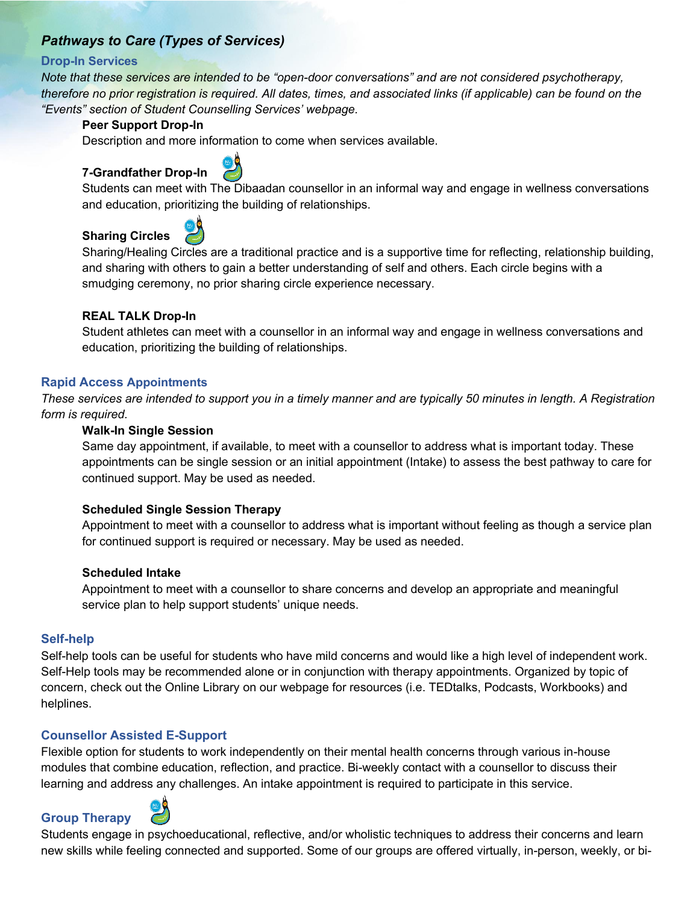## *Pathways to Care (Types of Services)*

### Drop-In Services

*Note that these services are intended to be "open-door conversations" and are not considered psychotherapy, therefore no prior registration is required. All dates, times, and associated links (if applicable) can be found on the "Events" section of Student Counselling Services' webpage.*

**Peer Support Drop-In**

Description and more information to come when services available.

**7-Grandfather Drop-In**

Students can meet with The Dibaadan counsellor in an informal way and engage in wellness conversations and education, prioritizing the building of relationships.

**Sharing Circles**

Sharing/Healing Circles are a traditional practice and is a supportive time for reflecting, relationship building, and sharing with others to gain a better understanding of self and others. Each circle begins with a smudging ceremony, no prior sharing circle experience necessary.

**REAL TALK Drop-In**

Student athletes can meet with a counsellor in an informal way and engage in wellness conversations and education, prioritizing the building of relationships.

### Rapid Access Appointments

*These services are intended to support you in a timely manner and are typically 50 minutes in length. A Registration form is required.*

**Walk-In Single Session**

Same day appointment, if available, to meet with a counsellor to address what is important today. These appointments can be single session or an initial appointment (Intake) to assess the best pathway to care for continued support. May be used as needed.

**Scheduled Single Session Therapy**

Appointment to meet with a counsellor to address what is important without feeling as though a service plan for continued support is required or necessary. May be used as needed.

**Scheduled Intake**

Appointment to meet with a counsellor to share concerns and develop an appropriate and meaningful service plan to help support students' unique needs.

### Self-help

Self-help tools can be useful for students who have mild concerns and would like a high level of independent work. Self-Help tools may be recommended alone or in conjunction with therapy appointments. Organized by topic of concern, check out the Online Library on our webpage for resources (i.e. TEDtalks, Podcasts, Workbooks) and helplines.

### Counsellor Assisted E-Support

Flexible option for students to work independently on their mental health concerns through various in-house modules that combine education, reflection, and practice. Bi-weekly contact with a counsellor to discuss their learning and address any challenges. An intake appointment is required to participate in this service.

### Group Therapy

Students engage in psychoeducational, reflective, and/or wholistic techniques to address their concerns and learn new skills while feeling connected and supported. Some of our groups are offered virtually, in-person, weekly, or bi-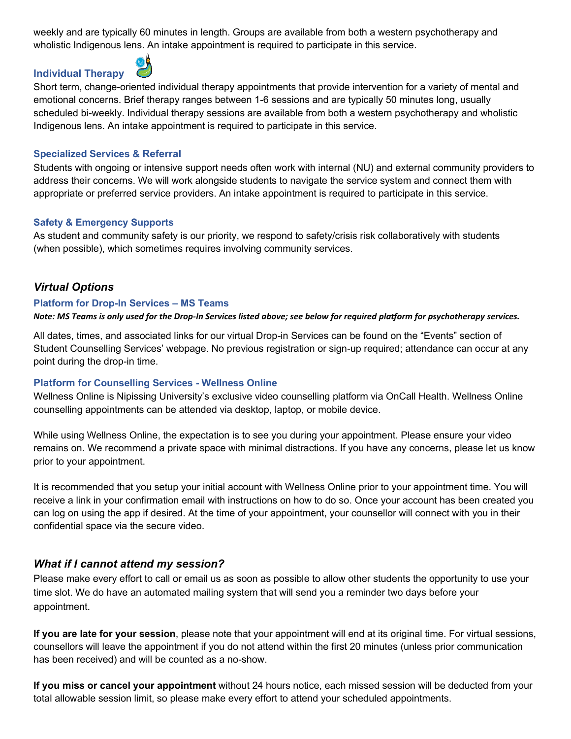weekly and are typically 60 minutes in length. Groups are available from both a western psychotherapy and wholistic Indigenous lens. An intake appointment is required to participate in this service.

### Individual Therapy

Short term, change-oriented individual therapy appointments that provide intervention for a variety of mental and emotional concerns. Brief therapy ranges between 1-6 sessions and are typically 50 minutes long, usually scheduled bi-weekly. Individual therapy sessions are available from both a western psychotherapy and wholistic Indigenous lens. An intake appointment is required to participate in this service.

### Specialized Services & Referral

Students with ongoing or intensive support needs often work with internal (NU) and external community providers to address their concerns. We will work alongside students to navigate the service system and connect them with appropriate or preferred service providers. An intake appointment is required to participate in this service.

### Safety & Emergency Supports

As student and community safety is our priority, we respond to safety/crisis risk collaboratively with students (when possible), which sometimes requires involving community services.

## *Virtual Options*

### Platform for Drop-In Services – MS Teams

***Note: MS Teams is only used for the Drop-In Services listed above; see below for required platform for psychotherapy services.***

All dates, times, and associated links for our virtual Drop-in Services can be found on the "Events" section of Student Counselling Services' webpage. No previous registration or sign-up required; attendance can occur at any point during the drop-in time.

### Platform for Counselling Services - Wellness Online

Wellness Online is Nipissing University's exclusive video counselling platform via OnCall Health. Wellness Online counselling appointments can be attended via desktop, laptop, or mobile device.

While using Wellness Online, the expectation is to see you during your appointment. Please ensure your video remains on. We recommend a private space with minimal distractions. If you have any concerns, please let us know prior to your appointment.

It is recommended that you setup your initial account with Wellness Online prior to your appointment time. You will receive a link in your confirmation email with instructions on how to do so. Once your account has been created you can log on using the app if desired. At the time of your appointment, your counsellor will connect with you in their confidential space via the secure video.

## *What if I cannot attend my session?*

Please make every effort to call or email us as soon as possible to allow other students the opportunity to use your time slot. We do have an automated mailing system that will send you a reminder two days before your appointment.

**If you are late for your session**, please note that your appointment will end at its original time. For virtual sessions, counsellors will leave the appointment if you do not attend within the first 20 minutes (unless prior communication has been received) and will be counted as a no-show.

**If you miss or cancel your appointment** without 24 hours notice, each missed session will be deducted from your total allowable session limit, so please make every effort to attend your scheduled appointments.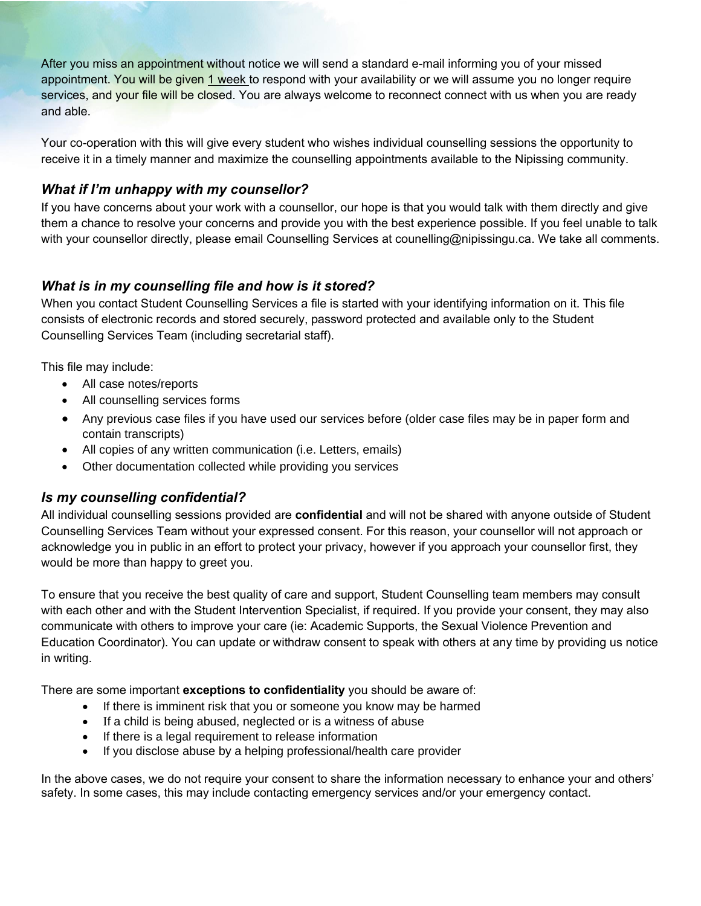After you miss an appointment without notice we will send a standard e-mail informing you of your missed appointment. You will be given 1 week to respond with your availability or we will assume you no longer require services, and your file will be closed. You are always welcome to reconnect connect with us when you are ready and able.

Your co-operation with this will give every student who wishes individual counselling sessions the opportunity to receive it in a timely manner and maximize the counselling appointments available to the Nipissing community.

### *What if I'm unhappy with my counsellor?*

If you have concerns about your work with a counsellor, our hope is that you would talk with them directly and give them a chance to resolve your concerns and provide you with the best experience possible. If you feel unable to talk with your counsellor directly, please email Counselling Services at counelling@nipissingu.ca. We take all comments.

### *What is in my counselling file and how is it stored?*

When you contact Student Counselling Services a file is started with your identifying information on it. This file consists of electronic records and stored securely, password protected and available only to the Student Counselling Services Team (including secretarial staff).

This file may include:

- All case notes/reports
- All counselling services forms
- Any previous case files if you have used our services before (older case files may be in paper form and contain transcripts)
- All copies of any written communication (i.e. Letters, emails)
- Other documentation collected while providing you services

### *Is my counselling confidential?*

All individual counselling sessions provided are **confidential** and will not be shared with anyone outside of Student Counselling Services Team without your expressed consent. For this reason, your counsellor will not approach or acknowledge you in public in an effort to protect your privacy, however if you approach your counsellor first, they would be more than happy to greet you.

To ensure that you receive the best quality of care and support, Student Counselling team members may consult with each other and with the Student Intervention Specialist, if required. If you provide your consent, they may also communicate with others to improve your care (ie: Academic Supports, the Sexual Violence Prevention and Education Coordinator). You can update or withdraw consent to speak with others at any time by providing us notice in writing.

There are some important **exceptions to confidentiality** you should be aware of:

- If there is imminent risk that you or someone you know may be harmed
- If a child is being abused, neglected or is a witness of abuse
- If there is a legal requirement to release information
- If you disclose abuse by a helping professional/health care provider

In the above cases, we do not require your consent to share the information necessary to enhance your and others' safety. In some cases, this may include contacting emergency services and/or your emergency contact.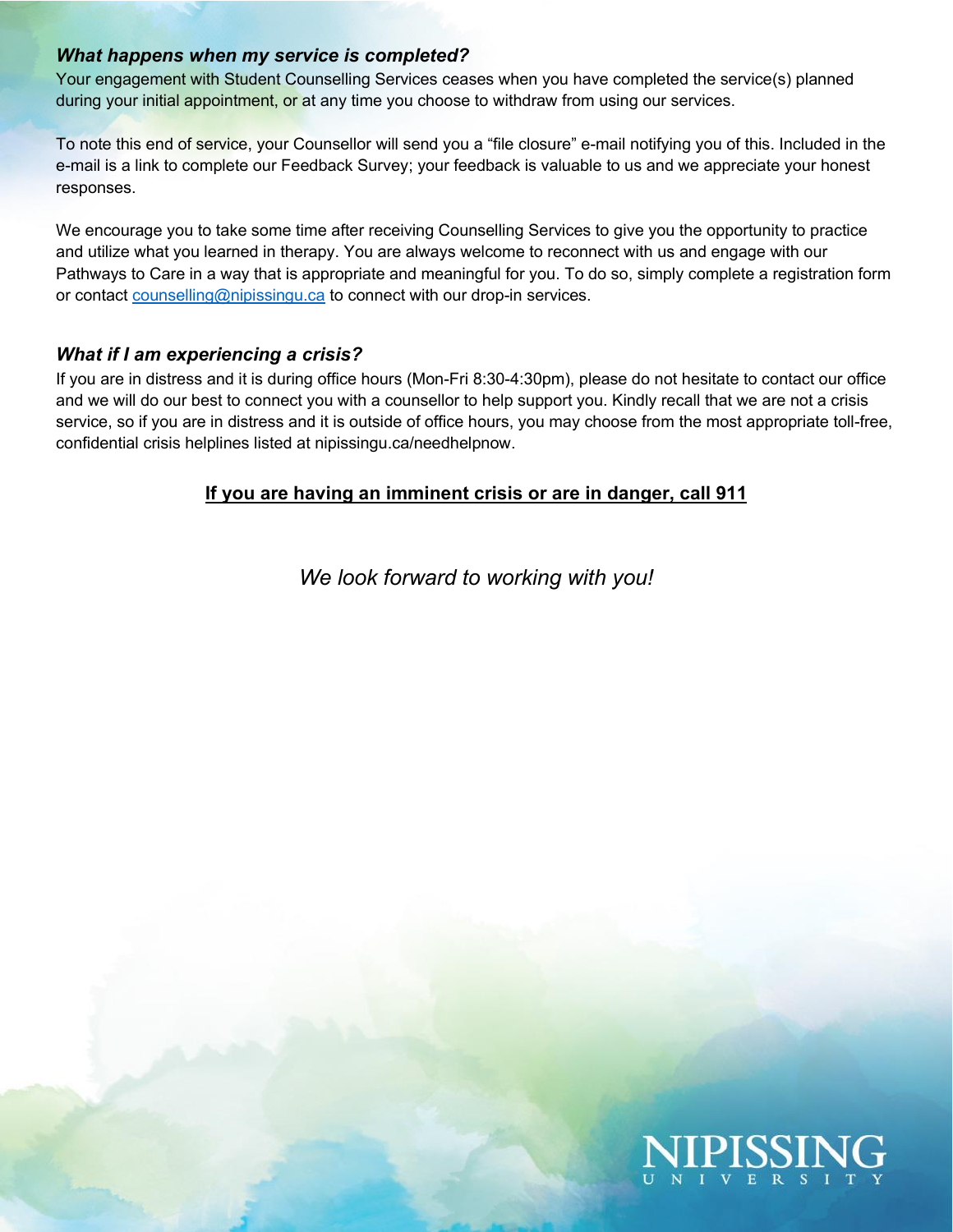### *What happens when my service is completed?*

Your engagement with Student Counselling Services ceases when you have completed the service(s) planned during your initial appointment, or at any time you choose to withdraw from using our services.

To note this end of service, your Counsellor will send you a "file closure" e-mail notifying you of this. Included in the e-mail is a link to complete our Feedback Survey; your feedback is valuable to us and we appreciate your honest responses.

We encourage you to take some time after receiving Counselling Services to give you the opportunity to practice and utilize what you learned in therapy. You are always welcome to reconnect with us and engage with our Pathways to Care in a way that is appropriate and meaningful for you. To do so, simply complete a registration form or contact counselling@nipissingu.ca to connect with our drop-in services.

### *What if I am experiencing a crisis?*

If you are in distress and it is during office hours (Mon-Fri 8:30-4:30pm), please do not hesitate to contact our office and we will do our best to connect you with a counsellor to help support you. Kindly recall that we are not a crisis service, so if you are in distress and it is outside of office hours, you may choose from the most appropriate toll-free, confidential crisis helplines listed at nipissingu.ca/needhelpnow.

**If you are having an imminent crisis or are in danger, call 911**

*We look forward to working with you!*

NIPISSING UNIVERSITY